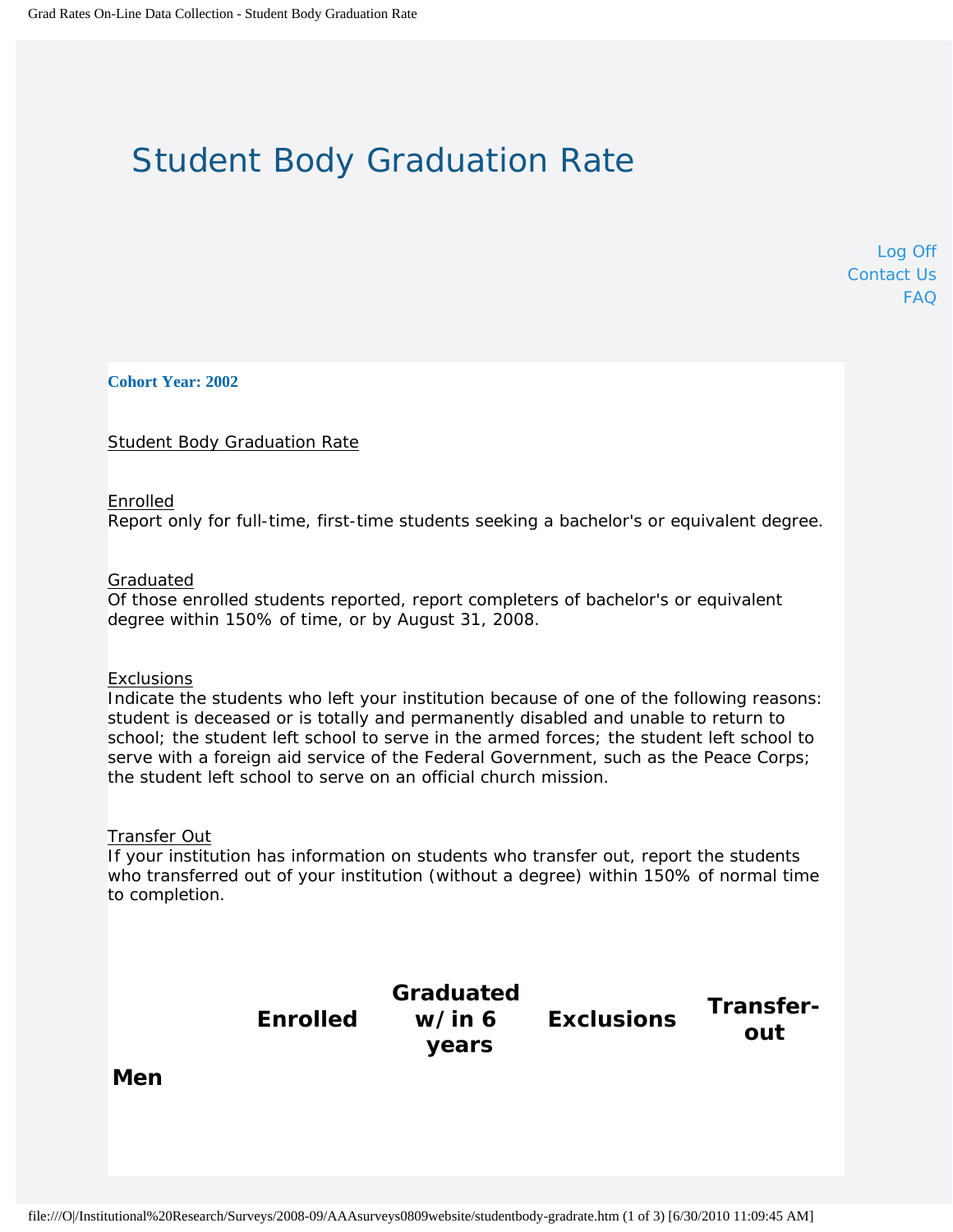# Student Body Graduation Rate

Log Off
Contact Us
FAQ

**Cohort Year: 2002**

Student Body Graduation Rate

Enrolled
Report only for full-time, first-time students seeking a bachelor's or equivalent degree.

Graduated
Of those enrolled students reported, report completers of bachelor's or equivalent degree within 150% of time, or by August 31, 2008.

Exclusions
Indicate the students who left your institution because of one of the following reasons: student is deceased or is totally and permanently disabled and unable to return to school; the student left school to serve in the armed forces; the student left school to serve with a foreign aid service of the Federal Government, such as the Peace Corps; the student left school to serve on an official church mission.

Transfer Out
If your institution has information on students who transfer out, report the students who transferred out of your institution (without a degree) within 150% of normal time to completion.

| | Enrolled | Graduated w/ in 6 years | Exclusions | Transfer-out |
|---|---|---|---|---|
| **Men** | | | | |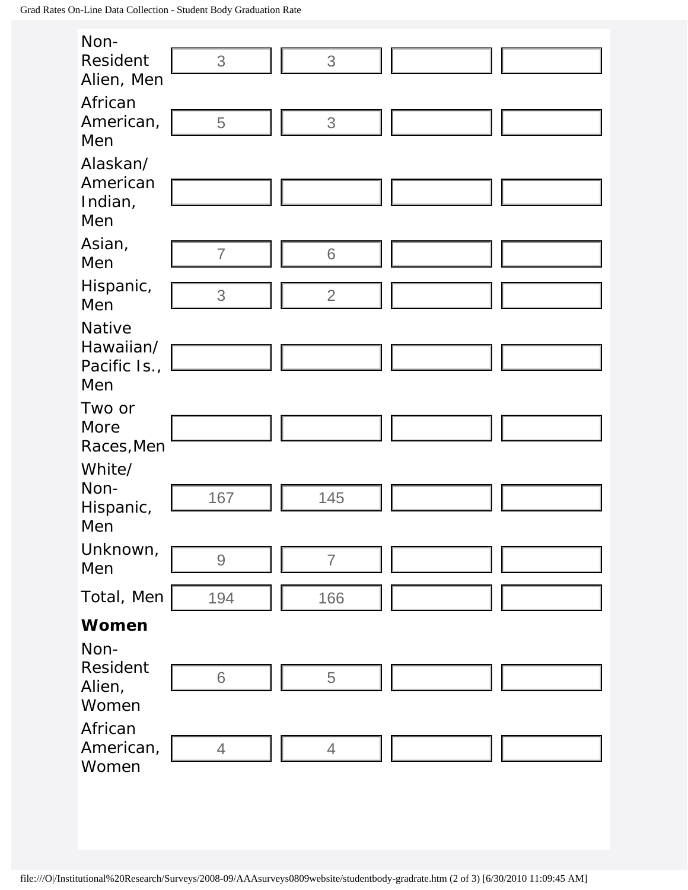| | | | | |
|---|---|---|---|---|
| Non-Resident Alien, Men | 3 | 3 | | |
| African American, Men | 5 | 3 | | |
| Alaskan/ American Indian, Men | | | | |
| Asian, Men | 7 | 6 | | |
| Hispanic, Men | 3 | 2 | | |
| Native Hawaiian/ Pacific Is., Men | | | | |
| Two or More Races,Men | | | | |
| White/ Non-Hispanic, Men | 167 | 145 | | |
| Unknown, Men | 9 | 7 | | |
| Total, Men | 194 | 166 | | |

**Women**

| | | | | |
|---|---|---|---|---|
| Non-Resident Alien, Women | 6 | 5 | | |
| African American, Women | 4 | 4 | | |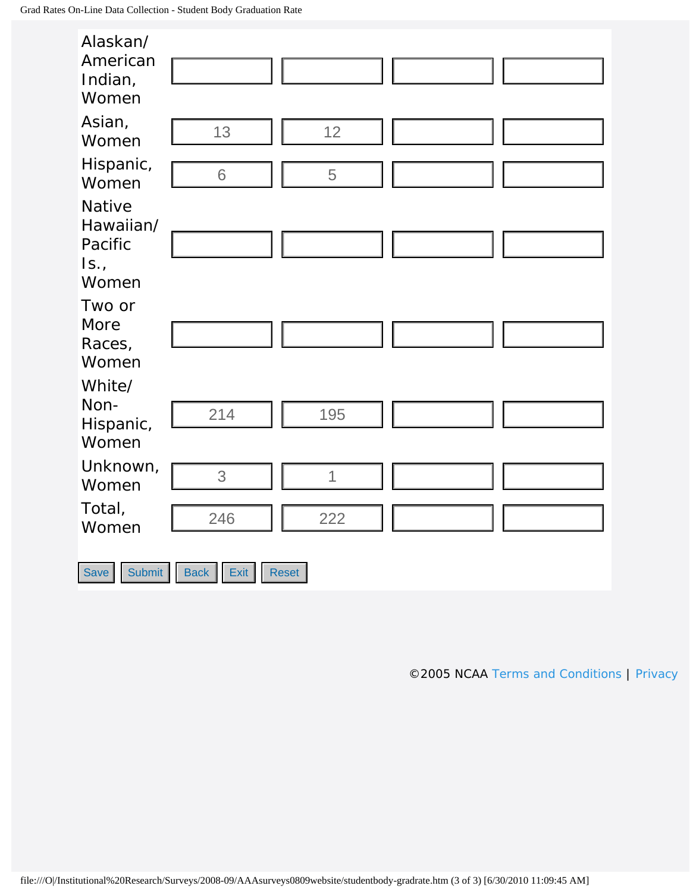| | | | | |
|---|---|---|---|---|
| Alaskan/ American Indian, Women | | | | |
| Asian, Women | 13 | 12 | | |
| Hispanic, Women | 6 | 5 | | |
| Native Hawaiian/ Pacific Is., Women | | | | |
| Two or More Races, Women | | | | |
| White/ Non-Hispanic, Women | 214 | 195 | | |
| Unknown, Women | 3 | 1 | | |
| Total, Women | 246 | 222 | | |

Save | Submit | Back | Exit | Reset

©2005 NCAA Terms and Conditions | Privacy